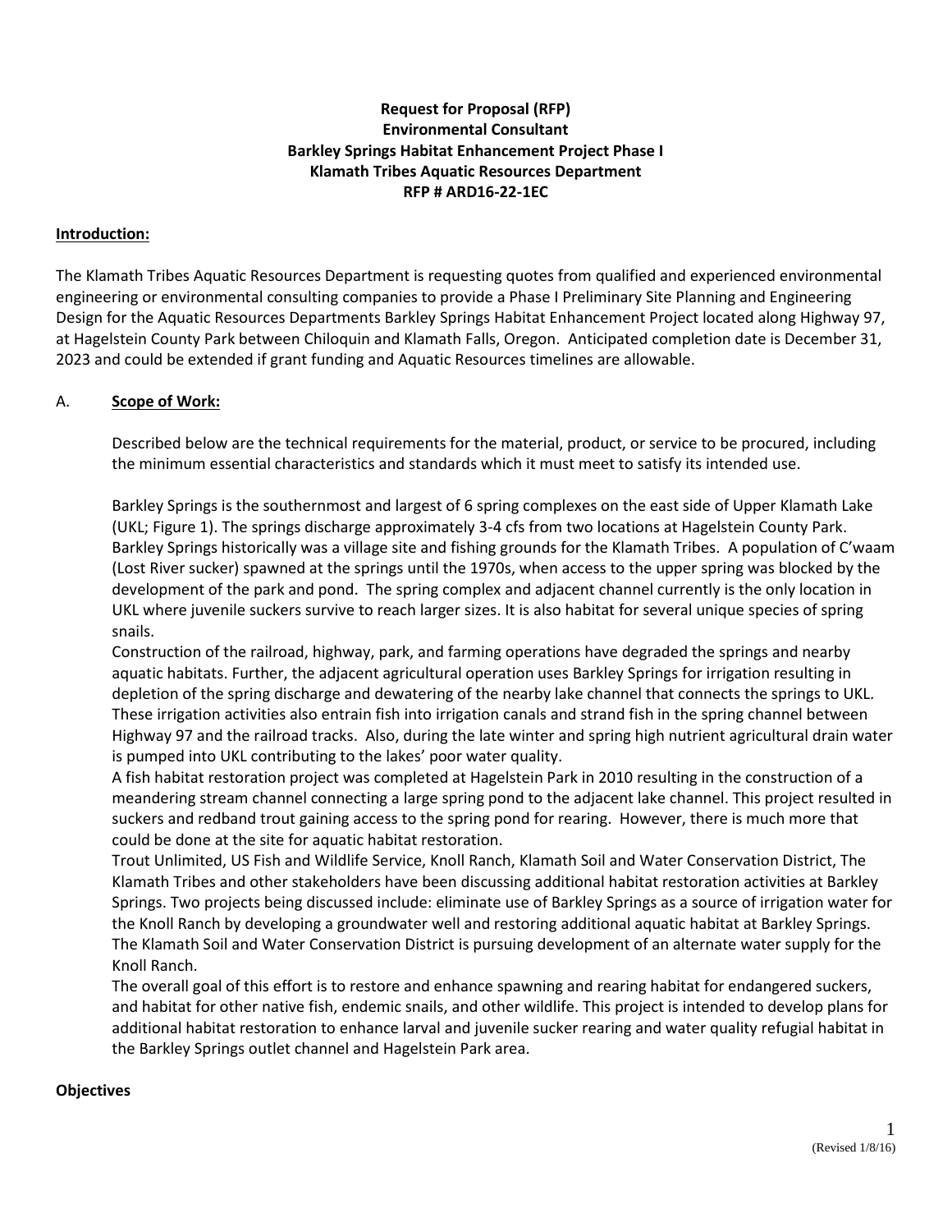**Request for Proposal (RFP)**
**Environmental Consultant**
**Barkley Springs Habitat Enhancement Project Phase I**
**Klamath Tribes Aquatic Resources Department**
**RFP # ARD16-22-1EC**

**Introduction:**

The Klamath Tribes Aquatic Resources Department is requesting quotes from qualified and experienced environmental engineering or environmental consulting companies to provide a Phase I Preliminary Site Planning and Engineering Design for the Aquatic Resources Departments Barkley Springs Habitat Enhancement Project located along Highway 97, at Hagelstein County Park between Chiloquin and Klamath Falls, Oregon. Anticipated completion date is December 31, 2023 and could be extended if grant funding and Aquatic Resources timelines are allowable.

A. **Scope of Work:**

Described below are the technical requirements for the material, product, or service to be procured, including the minimum essential characteristics and standards which it must meet to satisfy its intended use.

Barkley Springs is the southernmost and largest of 6 spring complexes on the east side of Upper Klamath Lake (UKL; Figure 1). The springs discharge approximately 3-4 cfs from two locations at Hagelstein County Park. Barkley Springs historically was a village site and fishing grounds for the Klamath Tribes. A population of C'waam (Lost River sucker) spawned at the springs until the 1970s, when access to the upper spring was blocked by the development of the park and pond. The spring complex and adjacent channel currently is the only location in UKL where juvenile suckers survive to reach larger sizes. It is also habitat for several unique species of spring snails.

Construction of the railroad, highway, park, and farming operations have degraded the springs and nearby aquatic habitats. Further, the adjacent agricultural operation uses Barkley Springs for irrigation resulting in depletion of the spring discharge and dewatering of the nearby lake channel that connects the springs to UKL. These irrigation activities also entrain fish into irrigation canals and strand fish in the spring channel between Highway 97 and the railroad tracks. Also, during the late winter and spring high nutrient agricultural drain water is pumped into UKL contributing to the lakes' poor water quality.

A fish habitat restoration project was completed at Hagelstein Park in 2010 resulting in the construction of a meandering stream channel connecting a large spring pond to the adjacent lake channel. This project resulted in suckers and redband trout gaining access to the spring pond for rearing. However, there is much more that could be done at the site for aquatic habitat restoration.

Trout Unlimited, US Fish and Wildlife Service, Knoll Ranch, Klamath Soil and Water Conservation District, The Klamath Tribes and other stakeholders have been discussing additional habitat restoration activities at Barkley Springs. Two projects being discussed include: eliminate use of Barkley Springs as a source of irrigation water for the Knoll Ranch by developing a groundwater well and restoring additional aquatic habitat at Barkley Springs. The Klamath Soil and Water Conservation District is pursuing development of an alternate water supply for the Knoll Ranch.

The overall goal of this effort is to restore and enhance spawning and rearing habitat for endangered suckers, and habitat for other native fish, endemic snails, and other wildlife. This project is intended to develop plans for additional habitat restoration to enhance larval and juvenile sucker rearing and water quality refugial habitat in the Barkley Springs outlet channel and Hagelstein Park area.

**Objectives**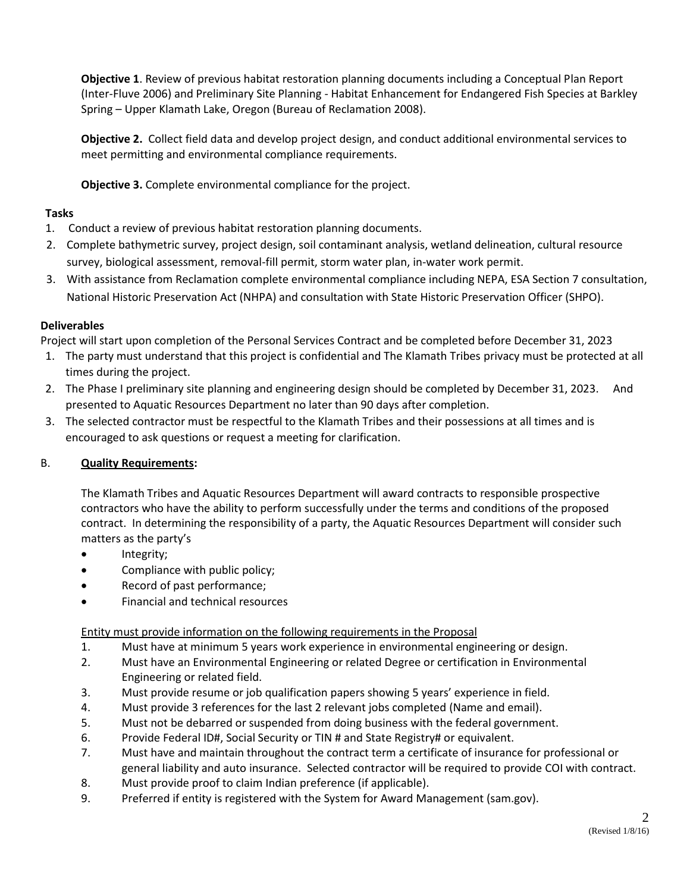**Objective 1**. Review of previous habitat restoration planning documents including a Conceptual Plan Report (Inter-Fluve 2006) and Preliminary Site Planning - Habitat Enhancement for Endangered Fish Species at Barkley Spring – Upper Klamath Lake, Oregon (Bureau of Reclamation 2008).

**Objective 2.** Collect field data and develop project design, and conduct additional environmental services to meet permitting and environmental compliance requirements.

**Objective 3.** Complete environmental compliance for the project.

**Tasks**

1. Conduct a review of previous habitat restoration planning documents.
2. Complete bathymetric survey, project design, soil contaminant analysis, wetland delineation, cultural resource survey, biological assessment, removal-fill permit, storm water plan, in-water work permit.
3. With assistance from Reclamation complete environmental compliance including NEPA, ESA Section 7 consultation, National Historic Preservation Act (NHPA) and consultation with State Historic Preservation Officer (SHPO).

**Deliverables**

Project will start upon completion of the Personal Services Contract and be completed before December 31, 2023

1. The party must understand that this project is confidential and The Klamath Tribes privacy must be protected at all times during the project.
2. The Phase I preliminary site planning and engineering design should be completed by December 31, 2023. And presented to Aquatic Resources Department no later than 90 days after completion.
3. The selected contractor must be respectful to the Klamath Tribes and their possessions at all times and is encouraged to ask questions or request a meeting for clarification.

B. **<u>Quality Requirements</u>:**

The Klamath Tribes and Aquatic Resources Department will award contracts to responsible prospective contractors who have the ability to perform successfully under the terms and conditions of the proposed contract. In determining the responsibility of a party, the Aquatic Resources Department will consider such matters as the party's

- Integrity;
- Compliance with public policy;
- Record of past performance;
- Financial and technical resources

<u>Entity must provide information on the following requirements in the Proposal</u>

1. Must have at minimum 5 years work experience in environmental engineering or design.
2. Must have an Environmental Engineering or related Degree or certification in Environmental Engineering or related field.
3. Must provide resume or job qualification papers showing 5 years' experience in field.
4. Must provide 3 references for the last 2 relevant jobs completed (Name and email).
5. Must not be debarred or suspended from doing business with the federal government.
6. Provide Federal ID#, Social Security or TIN # and State Registry# or equivalent.
7. Must have and maintain throughout the contract term a certificate of insurance for professional or general liability and auto insurance. Selected contractor will be required to provide COI with contract.
8. Must provide proof to claim Indian preference (if applicable).
9. Preferred if entity is registered with the System for Award Management (sam.gov).

(Revised 1/8/16)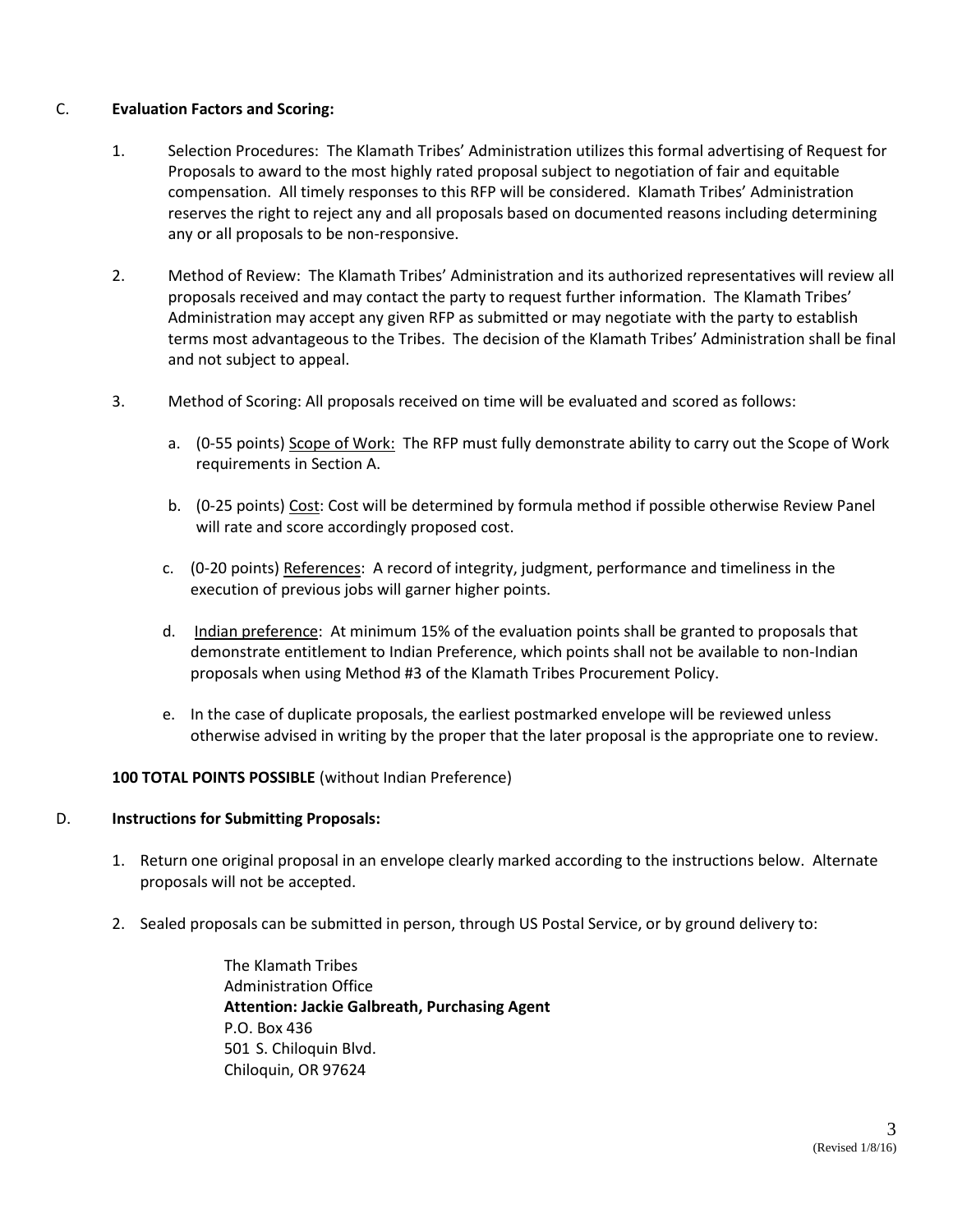C. **Evaluation Factors and Scoring:**

1. Selection Procedures: The Klamath Tribes' Administration utilizes this formal advertising of Request for Proposals to award to the most highly rated proposal subject to negotiation of fair and equitable compensation. All timely responses to this RFP will be considered. Klamath Tribes' Administration reserves the right to reject any and all proposals based on documented reasons including determining any or all proposals to be non-responsive.

2. Method of Review: The Klamath Tribes' Administration and its authorized representatives will review all proposals received and may contact the party to request further information. The Klamath Tribes' Administration may accept any given RFP as submitted or may negotiate with the party to establish terms most advantageous to the Tribes. The decision of the Klamath Tribes' Administration shall be final and not subject to appeal.

3. Method of Scoring: All proposals received on time will be evaluated and scored as follows:

   a. (0-55 points) <u>Scope of Work:</u> The RFP must fully demonstrate ability to carry out the Scope of Work requirements in Section A.

   b. (0-25 points) <u>Cost</u>: Cost will be determined by formula method if possible otherwise Review Panel will rate and score accordingly proposed cost.

   c. (0-20 points) <u>References</u>: A record of integrity, judgment, performance and timeliness in the execution of previous jobs will garner higher points.

   d. <u>Indian preference</u>: At minimum 15% of the evaluation points shall be granted to proposals that demonstrate entitlement to Indian Preference, which points shall not be available to non-Indian proposals when using Method #3 of the Klamath Tribes Procurement Policy.

   e. In the case of duplicate proposals, the earliest postmarked envelope will be reviewed unless otherwise advised in writing by the proper that the later proposal is the appropriate one to review.

**100 TOTAL POINTS POSSIBLE** (without Indian Preference)

D. **Instructions for Submitting Proposals:**

1. Return one original proposal in an envelope clearly marked according to the instructions below. Alternate proposals will not be accepted.

2. Sealed proposals can be submitted in person, through US Postal Service, or by ground delivery to:

   The Klamath Tribes
   Administration Office
   **Attention: Jackie Galbreath, Purchasing Agent**
   P.O. Box 436
   501 S. Chiloquin Blvd.
   Chiloquin, OR 97624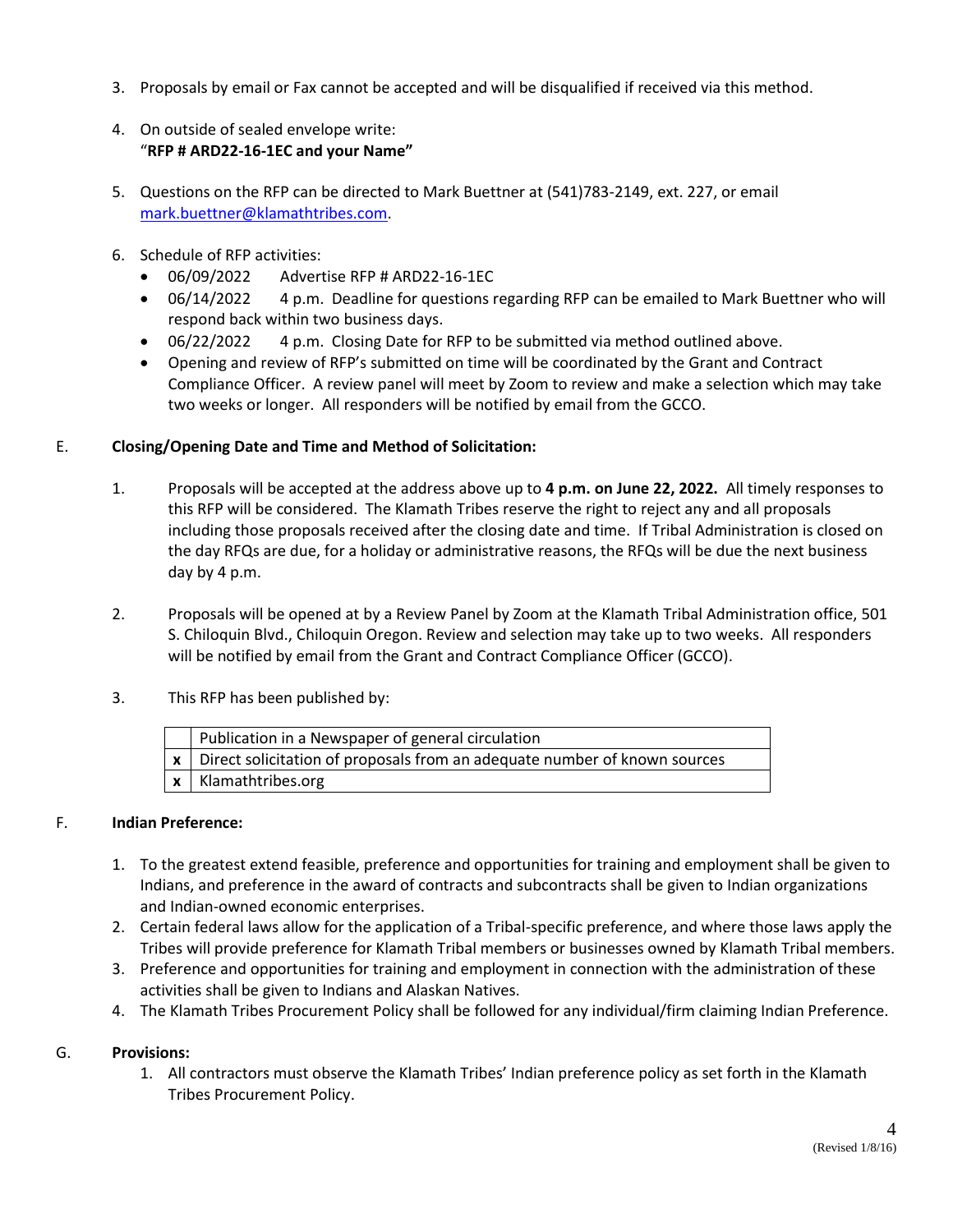3. Proposals by email or Fax cannot be accepted and will be disqualified if received via this method.

4. On outside of sealed envelope write:
   "**RFP # ARD22-16-1EC and your Name"**

5. Questions on the RFP can be directed to Mark Buettner at (541)783-2149, ext. 227, or email mark.buettner@klamathtribes.com.

6. Schedule of RFP activities:
   - 06/09/2022 Advertise RFP # ARD22-16-1EC
   - 06/14/2022 4 p.m. Deadline for questions regarding RFP can be emailed to Mark Buettner who will respond back within two business days.
   - 06/22/2022 4 p.m. Closing Date for RFP to be submitted via method outlined above.
   - Opening and review of RFP's submitted on time will be coordinated by the Grant and Contract Compliance Officer. A review panel will meet by Zoom to review and make a selection which may take two weeks or longer. All responders will be notified by email from the GCCO.

E. **Closing/Opening Date and Time and Method of Solicitation:**

1. Proposals will be accepted at the address above up to **4 p.m. on June 22, 2022.** All timely responses to this RFP will be considered. The Klamath Tribes reserve the right to reject any and all proposals including those proposals received after the closing date and time. If Tribal Administration is closed on the day RFQs are due, for a holiday or administrative reasons, the RFQs will be due the next business day by 4 p.m.

2. Proposals will be opened at by a Review Panel by Zoom at the Klamath Tribal Administration office, 501 S. Chiloquin Blvd., Chiloquin Oregon. Review and selection may take up to two weeks. All responders will be notified by email from the Grant and Contract Compliance Officer (GCCO).

3. This RFP has been published by:

| | |
|---|---|
| | Publication in a Newspaper of general circulation |
| x | Direct solicitation of proposals from an adequate number of known sources |
| x | Klamathtribes.org |

F. **Indian Preference:**

1. To the greatest extend feasible, preference and opportunities for training and employment shall be given to Indians, and preference in the award of contracts and subcontracts shall be given to Indian organizations and Indian-owned economic enterprises.
2. Certain federal laws allow for the application of a Tribal-specific preference, and where those laws apply the Tribes will provide preference for Klamath Tribal members or businesses owned by Klamath Tribal members.
3. Preference and opportunities for training and employment in connection with the administration of these activities shall be given to Indians and Alaskan Natives.
4. The Klamath Tribes Procurement Policy shall be followed for any individual/firm claiming Indian Preference.

G. **Provisions:**

1. All contractors must observe the Klamath Tribes' Indian preference policy as set forth in the Klamath Tribes Procurement Policy.

(Revised 1/8/16)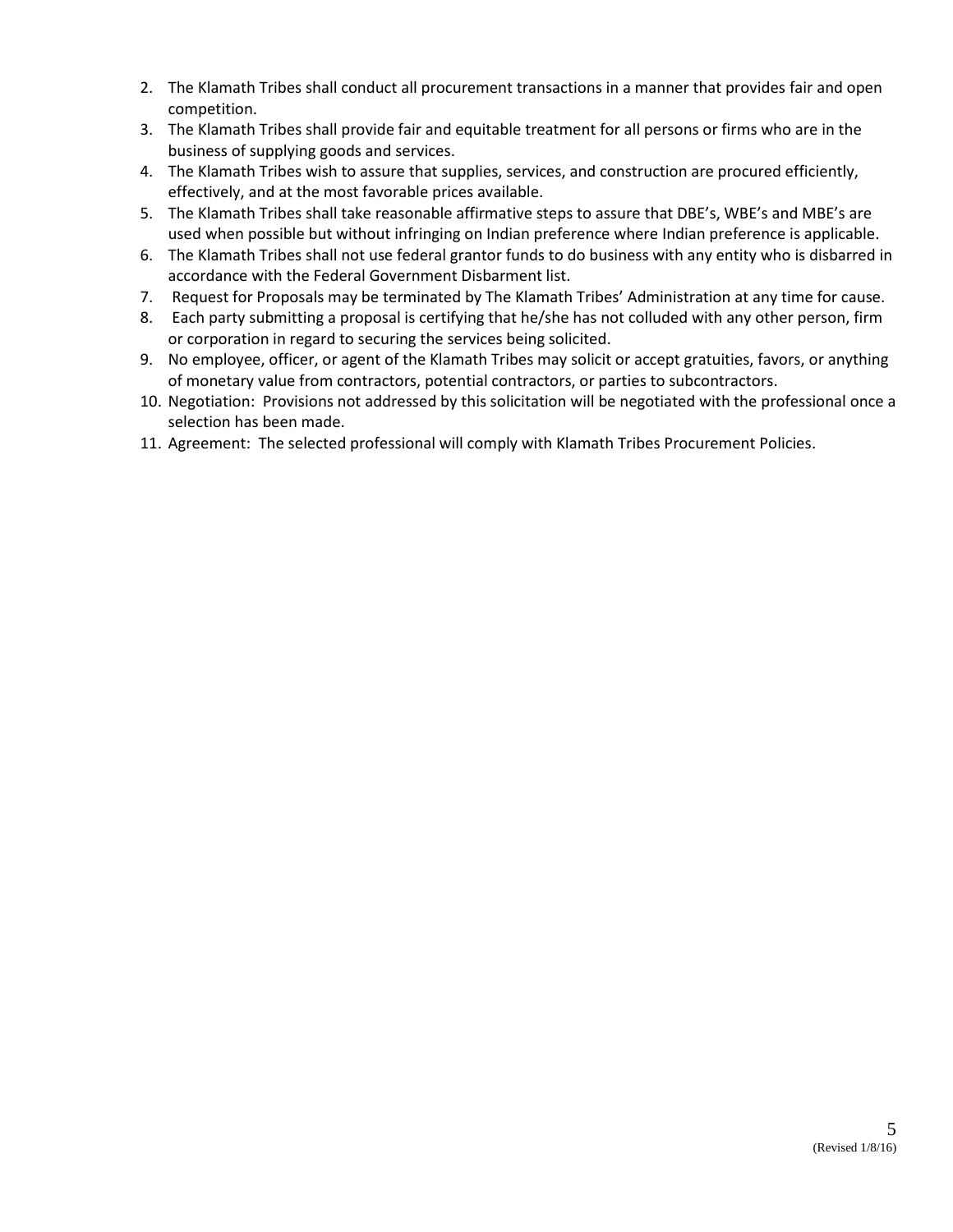2. The Klamath Tribes shall conduct all procurement transactions in a manner that provides fair and open competition.
3. The Klamath Tribes shall provide fair and equitable treatment for all persons or firms who are in the business of supplying goods and services.
4. The Klamath Tribes wish to assure that supplies, services, and construction are procured efficiently, effectively, and at the most favorable prices available.
5. The Klamath Tribes shall take reasonable affirmative steps to assure that DBE's, WBE's and MBE's are used when possible but without infringing on Indian preference where Indian preference is applicable.
6. The Klamath Tribes shall not use federal grantor funds to do business with any entity who is disbarred in accordance with the Federal Government Disbarment list.
7. Request for Proposals may be terminated by The Klamath Tribes' Administration at any time for cause.
8. Each party submitting a proposal is certifying that he/she has not colluded with any other person, firm or corporation in regard to securing the services being solicited.
9. No employee, officer, or agent of the Klamath Tribes may solicit or accept gratuities, favors, or anything of monetary value from contractors, potential contractors, or parties to subcontractors.
10. Negotiation: Provisions not addressed by this solicitation will be negotiated with the professional once a selection has been made.
11. Agreement: The selected professional will comply with Klamath Tribes Procurement Policies.

(Revised 1/8/16)